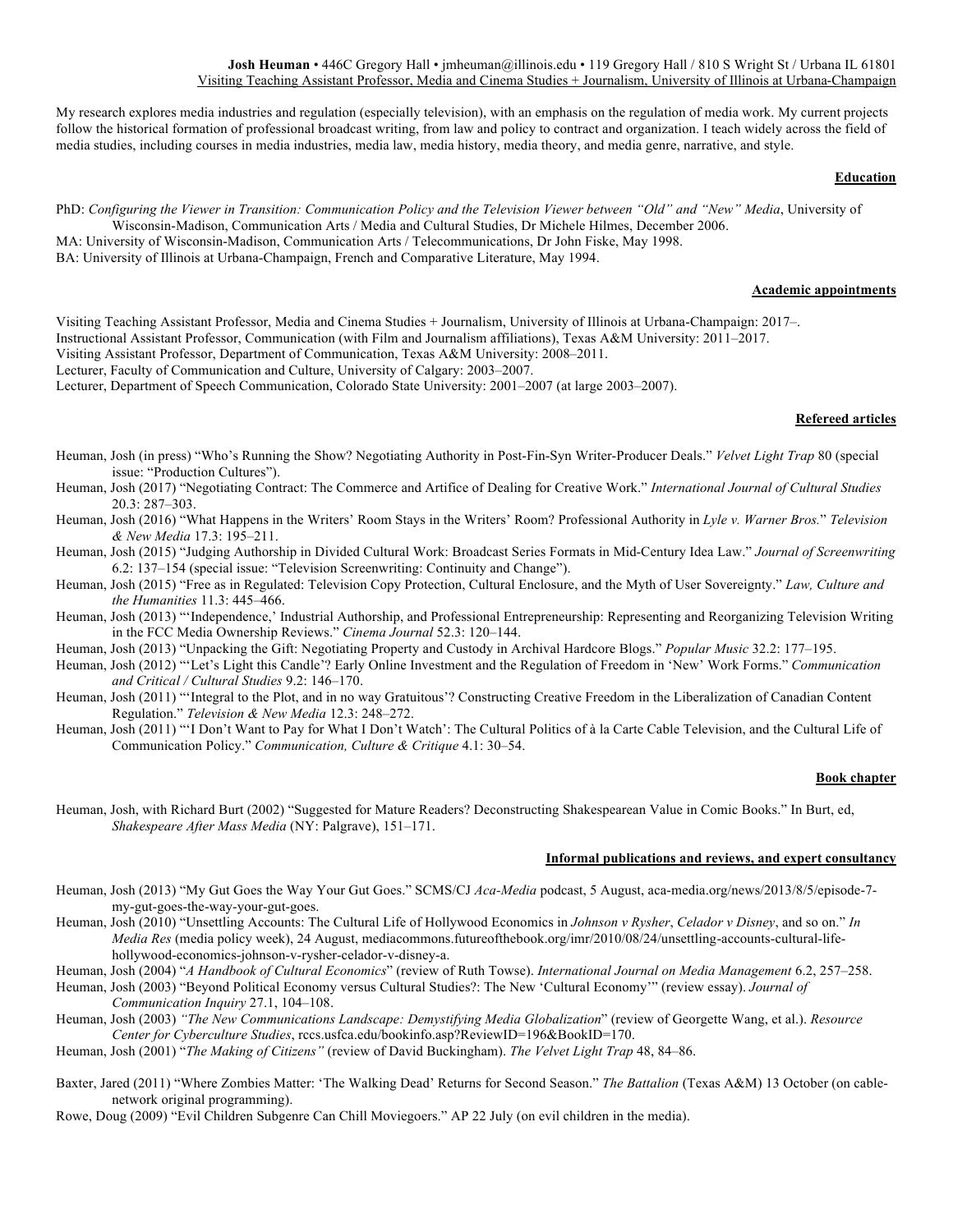**Josh Heuman** • 446C Gregory Hall • jmheuman@illinois.edu • 119 Gregory Hall / 810 S Wright St / Urbana IL 61801
Visiting Teaching Assistant Professor, Media and Cinema Studies + Journalism, University of Illinois at Urbana-Champaign

My research explores media industries and regulation (especially television), with an emphasis on the regulation of media work. My current projects follow the historical formation of professional broadcast writing, from law and policy to contract and organization. I teach widely across the field of media studies, including courses in media industries, media law, media history, media theory, and media genre, narrative, and style.

## Education

PhD: *Configuring the Viewer in Transition: Communication Policy and the Television Viewer between "Old" and "New" Media*, University of Wisconsin-Madison, Communication Arts / Media and Cultural Studies, Dr Michele Hilmes, December 2006.

MA: University of Wisconsin-Madison, Communication Arts / Telecommunications, Dr John Fiske, May 1998.

BA: University of Illinois at Urbana-Champaign, French and Comparative Literature, May 1994.

## Academic appointments

Visiting Teaching Assistant Professor, Media and Cinema Studies + Journalism, University of Illinois at Urbana-Champaign: 2017–.

Instructional Assistant Professor, Communication (with Film and Journalism affiliations), Texas A&M University: 2011–2017.

Visiting Assistant Professor, Department of Communication, Texas A&M University: 2008–2011.

Lecturer, Faculty of Communication and Culture, University of Calgary: 2003–2007.

Lecturer, Department of Speech Communication, Colorado State University: 2001–2007 (at large 2003–2007).

## Refereed articles

Heuman, Josh (in press) "Who's Running the Show? Negotiating Authority in Post-Fin-Syn Writer-Producer Deals." *Velvet Light Trap* 80 (special issue: "Production Cultures").

Heuman, Josh (2017) "Negotiating Contract: The Commerce and Artifice of Dealing for Creative Work." *International Journal of Cultural Studies* 20.3: 287–303.

Heuman, Josh (2016) "What Happens in the Writers' Room Stays in the Writers' Room? Professional Authority in *Lyle v. Warner Bros.*" *Television & New Media* 17.3: 195–211.

Heuman, Josh (2015) "Judging Authorship in Divided Cultural Work: Broadcast Series Formats in Mid-Century Idea Law." *Journal of Screenwriting* 6.2: 137–154 (special issue: "Television Screenwriting: Continuity and Change").

Heuman, Josh (2015) "Free as in Regulated: Television Copy Protection, Cultural Enclosure, and the Myth of User Sovereignty." *Law, Culture and the Humanities* 11.3: 445–466.

Heuman, Josh (2013) "'Independence,' Industrial Authorship, and Professional Entrepreneurship: Representing and Reorganizing Television Writing in the FCC Media Ownership Reviews." *Cinema Journal* 52.3: 120–144.

Heuman, Josh (2013) "Unpacking the Gift: Negotiating Property and Custody in Archival Hardcore Blogs." *Popular Music* 32.2: 177–195.

Heuman, Josh (2012) "'Let's Light this Candle'? Early Online Investment and the Regulation of Freedom in 'New' Work Forms." *Communication and Critical / Cultural Studies* 9.2: 146–170.

Heuman, Josh (2011) "'Integral to the Plot, and in no way Gratuitous'? Constructing Creative Freedom in the Liberalization of Canadian Content Regulation." *Television & New Media* 12.3: 248–272.

Heuman, Josh (2011) "'I Don't Want to Pay for What I Don't Watch': The Cultural Politics of à la Carte Cable Television, and the Cultural Life of Communication Policy." *Communication, Culture & Critique* 4.1: 30–54.

## Book chapter

Heuman, Josh, with Richard Burt (2002) "Suggested for Mature Readers? Deconstructing Shakespearean Value in Comic Books." In Burt, ed, *Shakespeare After Mass Media* (NY: Palgrave), 151–171.

## Informal publications and reviews, and expert consultancy

Heuman, Josh (2013) "My Gut Goes the Way Your Gut Goes." SCMS/CJ *Aca-Media* podcast, 5 August, aca-media.org/news/2013/8/5/episode-7-my-gut-goes-the-way-your-gut-goes.

Heuman, Josh (2010) "Unsettling Accounts: The Cultural Life of Hollywood Economics in *Johnson v Rysher*, *Celador v Disney*, and so on." *In Media Res* (media policy week), 24 August, mediacommons.futureofthebook.org/imr/2010/08/24/unsettling-accounts-cultural-life-hollywood-economics-johnson-v-rysher-celador-v-disney-a.

Heuman, Josh (2004) "*A Handbook of Cultural Economics*" (review of Ruth Towse). *International Journal on Media Management* 6.2, 257–258.

Heuman, Josh (2003) "Beyond Political Economy versus Cultural Studies?: The New 'Cultural Economy'" (review essay). *Journal of Communication Inquiry* 27.1, 104–108.

Heuman, Josh (2003) *"The New Communications Landscape: Demystifying Media Globalization*" (review of Georgette Wang, et al.). *Resource Center for Cyberculture Studies*, rccs.usfca.edu/bookinfo.asp?ReviewID=196&BookID=170.

Heuman, Josh (2001) "*The Making of Citizens"* (review of David Buckingham). *The Velvet Light Trap* 48, 84–86.

Baxter, Jared (2011) "Where Zombies Matter: 'The Walking Dead' Returns for Second Season." *The Battalion* (Texas A&M) 13 October (on cable-network original programming).

Rowe, Doug (2009) "Evil Children Subgenre Can Chill Moviegoers." AP 22 July (on evil children in the media).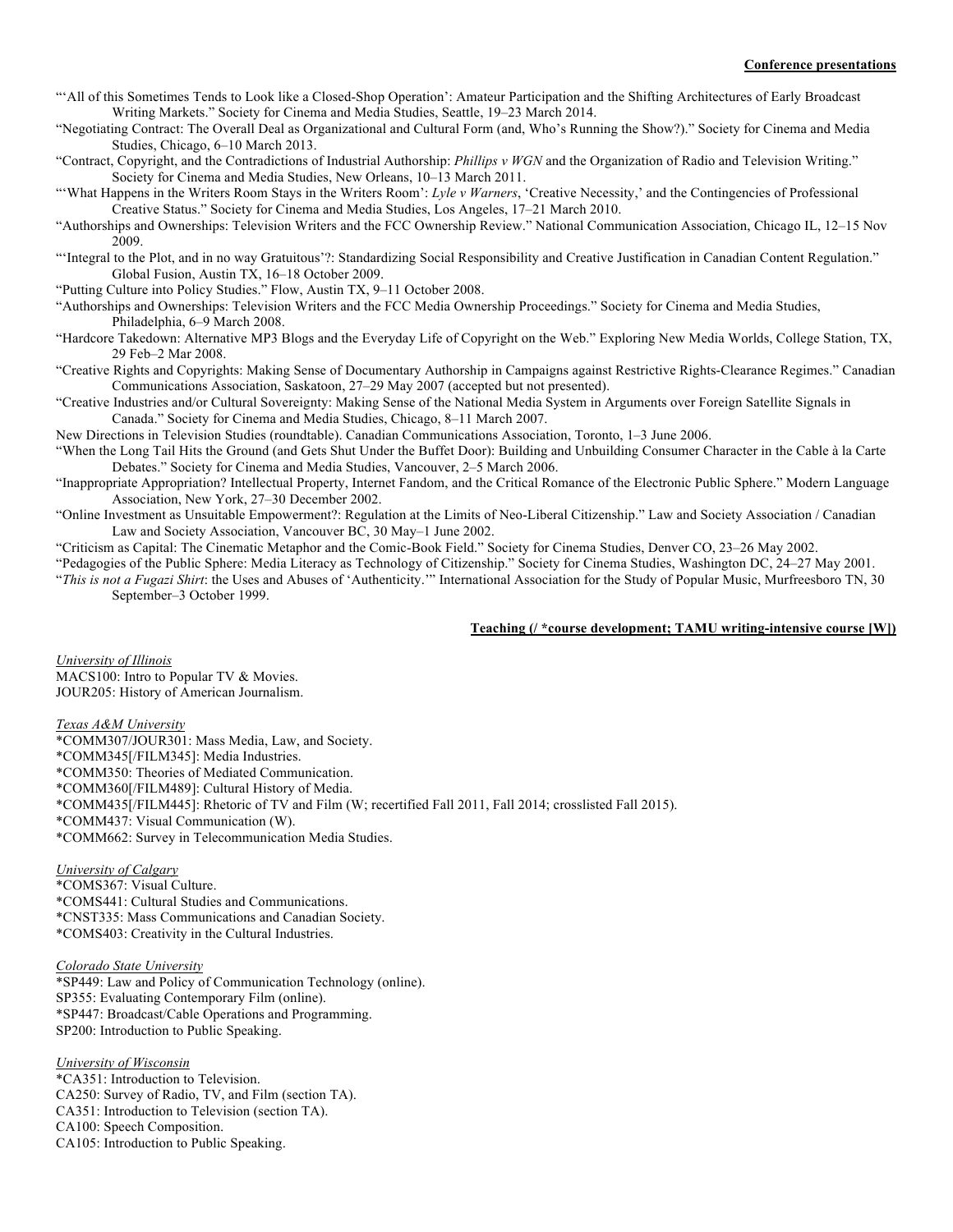## Conference presentations

"'All of this Sometimes Tends to Look like a Closed-Shop Operation': Amateur Participation and the Shifting Architectures of Early Broadcast Writing Markets." Society for Cinema and Media Studies, Seattle, 19–23 March 2014.

"Negotiating Contract: The Overall Deal as Organizational and Cultural Form (and, Who's Running the Show?)." Society for Cinema and Media Studies, Chicago, 6–10 March 2013.

"Contract, Copyright, and the Contradictions of Industrial Authorship: *Phillips v WGN* and the Organization of Radio and Television Writing." Society for Cinema and Media Studies, New Orleans, 10–13 March 2011.

"'What Happens in the Writers Room Stays in the Writers Room': *Lyle v Warners*, 'Creative Necessity,' and the Contingencies of Professional Creative Status." Society for Cinema and Media Studies, Los Angeles, 17–21 March 2010.

"Authorships and Ownerships: Television Writers and the FCC Ownership Review." National Communication Association, Chicago IL, 12–15 Nov 2009.

"'Integral to the Plot, and in no way Gratuitous'?: Standardizing Social Responsibility and Creative Justification in Canadian Content Regulation." Global Fusion, Austin TX, 16–18 October 2009.

"Putting Culture into Policy Studies." Flow, Austin TX, 9–11 October 2008.

"Authorships and Ownerships: Television Writers and the FCC Media Ownership Proceedings." Society for Cinema and Media Studies, Philadelphia, 6–9 March 2008.

"Hardcore Takedown: Alternative MP3 Blogs and the Everyday Life of Copyright on the Web." Exploring New Media Worlds, College Station, TX, 29 Feb–2 Mar 2008.

"Creative Rights and Copyrights: Making Sense of Documentary Authorship in Campaigns against Restrictive Rights-Clearance Regimes." Canadian Communications Association, Saskatoon, 27–29 May 2007 (accepted but not presented).

"Creative Industries and/or Cultural Sovereignty: Making Sense of the National Media System in Arguments over Foreign Satellite Signals in Canada." Society for Cinema and Media Studies, Chicago, 8–11 March 2007.

New Directions in Television Studies (roundtable). Canadian Communications Association, Toronto, 1–3 June 2006.

"When the Long Tail Hits the Ground (and Gets Shut Under the Buffet Door): Building and Unbuilding Consumer Character in the Cable à la Carte Debates." Society for Cinema and Media Studies, Vancouver, 2–5 March 2006.

"Inappropriate Appropriation? Intellectual Property, Internet Fandom, and the Critical Romance of the Electronic Public Sphere." Modern Language Association, New York, 27–30 December 2002.

"Online Investment as Unsuitable Empowerment?: Regulation at the Limits of Neo-Liberal Citizenship." Law and Society Association / Canadian Law and Society Association, Vancouver BC, 30 May–1 June 2002.

"Criticism as Capital: The Cinematic Metaphor and the Comic-Book Field." Society for Cinema Studies, Denver CO, 23–26 May 2002.

"Pedagogies of the Public Sphere: Media Literacy as Technology of Citizenship." Society for Cinema Studies, Washington DC, 24–27 May 2001.

"*This is not a Fugazi Shirt*: the Uses and Abuses of 'Authenticity.'" International Association for the Study of Popular Music, Murfreesboro TN, 30 September–3 October 1999.

## Teaching (/ *course development; TAMU writing-intensive course [W])

*University of Illinois*

MACS100: Intro to Popular TV & Movies.
JOUR205: History of American Journalism.

*Texas A&M University*

*COMM307/JOUR301: Mass Media, Law, and Society.
*COMM345[/FILM345]: Media Industries.
*COMM350: Theories of Mediated Communication.
*COMM360[/FILM489]: Cultural History of Media.
*COMM435[/FILM445]: Rhetoric of TV and Film (W; recertified Fall 2011, Fall 2014; crosslisted Fall 2015).
*COMM437: Visual Communication (W).
*COMM662: Survey in Telecommunication Media Studies.

*University of Calgary*

*COMS367: Visual Culture.
*COMS441: Cultural Studies and Communications.
*CNST335: Mass Communications and Canadian Society.
*COMS403: Creativity in the Cultural Industries.

*Colorado State University*

*SP449: Law and Policy of Communication Technology (online).
SP355: Evaluating Contemporary Film (online).
*SP447: Broadcast/Cable Operations and Programming.
SP200: Introduction to Public Speaking.

*University of Wisconsin*

*CA351: Introduction to Television.
CA250: Survey of Radio, TV, and Film (section TA).
CA351: Introduction to Television (section TA).
CA100: Speech Composition.
CA105: Introduction to Public Speaking.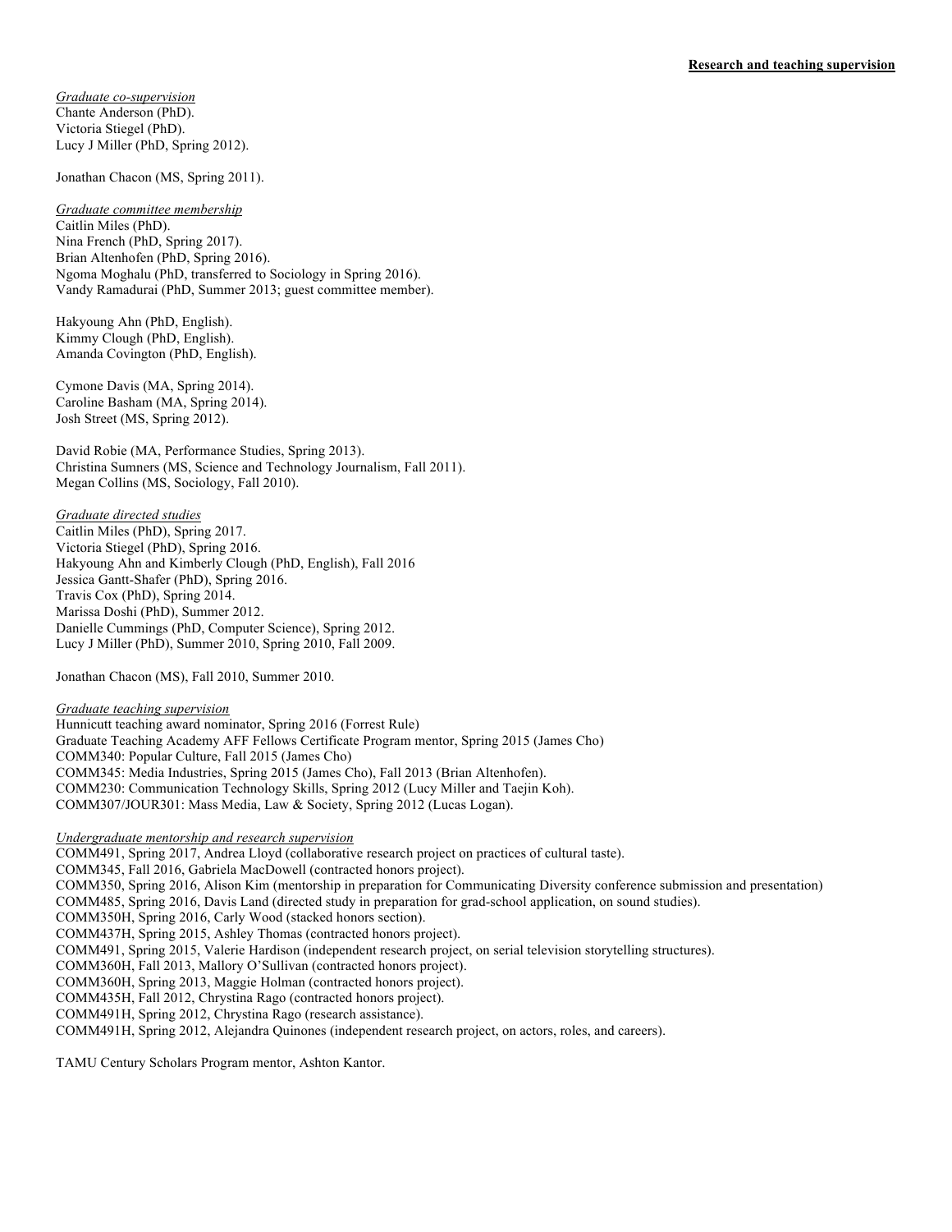**Research and teaching supervision**

*Graduate co-supervision*
Chante Anderson (PhD).
Victoria Stiegel (PhD).
Lucy J Miller (PhD, Spring 2012).

Jonathan Chacon (MS, Spring 2011).

*Graduate committee membership*
Caitlin Miles (PhD).
Nina French (PhD, Spring 2017).
Brian Altenhofen (PhD, Spring 2016).
Ngoma Moghalu (PhD, transferred to Sociology in Spring 2016).
Vandy Ramadurai (PhD, Summer 2013; guest committee member).

Hakyoung Ahn (PhD, English).
Kimmy Clough (PhD, English).
Amanda Covington (PhD, English).

Cymone Davis (MA, Spring 2014).
Caroline Basham (MA, Spring 2014).
Josh Street (MS, Spring 2012).

David Robie (MA, Performance Studies, Spring 2013).
Christina Sumners (MS, Science and Technology Journalism, Fall 2011).
Megan Collins (MS, Sociology, Fall 2010).

*Graduate directed studies*
Caitlin Miles (PhD), Spring 2017.
Victoria Stiegel (PhD), Spring 2016.
Hakyoung Ahn and Kimberly Clough (PhD, English), Fall 2016
Jessica Gantt-Shafer (PhD), Spring 2016.
Travis Cox (PhD), Spring 2014.
Marissa Doshi (PhD), Summer 2012.
Danielle Cummings (PhD, Computer Science), Spring 2012.
Lucy J Miller (PhD), Summer 2010, Spring 2010, Fall 2009.

Jonathan Chacon (MS), Fall 2010, Summer 2010.

*Graduate teaching supervision*
Hunnicutt teaching award nominator, Spring 2016 (Forrest Rule)
Graduate Teaching Academy AFF Fellows Certificate Program mentor, Spring 2015 (James Cho)
COMM340: Popular Culture, Fall 2015 (James Cho)
COMM345: Media Industries, Spring 2015 (James Cho), Fall 2013 (Brian Altenhofen).
COMM230: Communication Technology Skills, Spring 2012 (Lucy Miller and Taejin Koh).
COMM307/JOUR301: Mass Media, Law & Society, Spring 2012 (Lucas Logan).

*Undergraduate mentorship and research supervision*
COMM491, Spring 2017, Andrea Lloyd (collaborative research project on practices of cultural taste).
COMM345, Fall 2016, Gabriela MacDowell (contracted honors project).
COMM350, Spring 2016, Alison Kim (mentorship in preparation for Communicating Diversity conference submission and presentation)
COMM485, Spring 2016, Davis Land (directed study in preparation for grad-school application, on sound studies).
COMM350H, Spring 2016, Carly Wood (stacked honors section).
COMM437H, Spring 2015, Ashley Thomas (contracted honors project).
COMM491, Spring 2015, Valerie Hardison (independent research project, on serial television storytelling structures).
COMM360H, Fall 2013, Mallory O'Sullivan (contracted honors project).
COMM360H, Spring 2013, Maggie Holman (contracted honors project).
COMM435H, Fall 2012, Chrystina Rago (contracted honors project).
COMM491H, Spring 2012, Chrystina Rago (research assistance).
COMM491H, Spring 2012, Alejandra Quinones (independent research project, on actors, roles, and careers).

TAMU Century Scholars Program mentor, Ashton Kantor.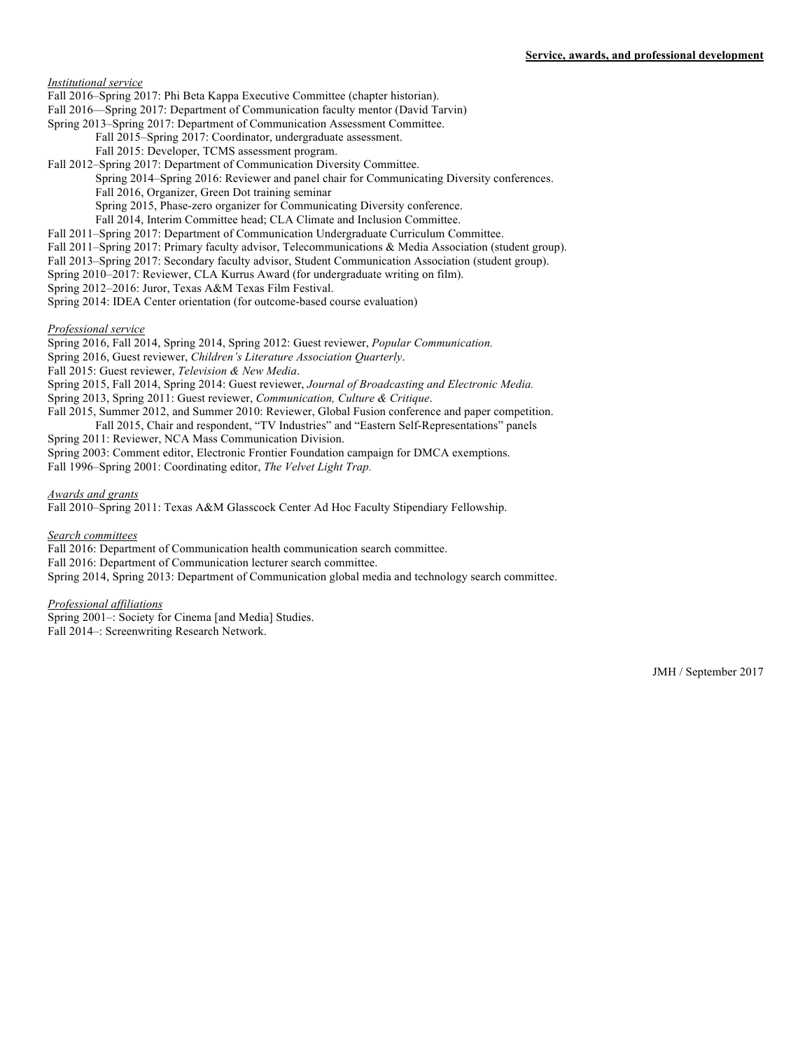**Service, awards, and professional development**

*Institutional service*

Fall 2016–Spring 2017: Phi Beta Kappa Executive Committee (chapter historian).
Fall 2016—Spring 2017: Department of Communication faculty mentor (David Tarvin)
Spring 2013–Spring 2017: Department of Communication Assessment Committee.
- Fall 2015–Spring 2017: Coordinator, undergraduate assessment.
- Fall 2015: Developer, TCMS assessment program.

Fall 2012–Spring 2017: Department of Communication Diversity Committee.
- Spring 2014–Spring 2016: Reviewer and panel chair for Communicating Diversity conferences.
- Fall 2016, Organizer, Green Dot training seminar
- Spring 2015, Phase-zero organizer for Communicating Diversity conference.
- Fall 2014, Interim Committee head; CLA Climate and Inclusion Committee.

Fall 2011–Spring 2017: Department of Communication Undergraduate Curriculum Committee.
Fall 2011–Spring 2017: Primary faculty advisor, Telecommunications & Media Association (student group).
Fall 2013–Spring 2017: Secondary faculty advisor, Student Communication Association (student group).
Spring 2010–2017: Reviewer, CLA Kurrus Award (for undergraduate writing on film).
Spring 2012–2016: Juror, Texas A&M Texas Film Festival.
Spring 2014: IDEA Center orientation (for outcome-based course evaluation)

*Professional service*

Spring 2016, Fall 2014, Spring 2014, Spring 2012: Guest reviewer, *Popular Communication.*
Spring 2016, Guest reviewer, *Children's Literature Association Quarterly*.
Fall 2015: Guest reviewer, *Television & New Media*.
Spring 2015, Fall 2014, Spring 2014: Guest reviewer, *Journal of Broadcasting and Electronic Media.*
Spring 2013, Spring 2011: Guest reviewer, *Communication, Culture & Critique*.
Fall 2015, Summer 2012, and Summer 2010: Reviewer, Global Fusion conference and paper competition.
- Fall 2015, Chair and respondent, "TV Industries" and "Eastern Self-Representations" panels

Spring 2011: Reviewer, NCA Mass Communication Division.
Spring 2003: Comment editor, Electronic Frontier Foundation campaign for DMCA exemptions.
Fall 1996–Spring 2001: Coordinating editor, *The Velvet Light Trap.*

*Awards and grants*

Fall 2010–Spring 2011: Texas A&M Glasscock Center Ad Hoc Faculty Stipendiary Fellowship.

*Search committees*

Fall 2016: Department of Communication health communication search committee.
Fall 2016: Department of Communication lecturer search committee.
Spring 2014, Spring 2013: Department of Communication global media and technology search committee.

*Professional affiliations*

Spring 2001–: Society for Cinema [and Media] Studies.
Fall 2014–: Screenwriting Research Network.

JMH / September 2017